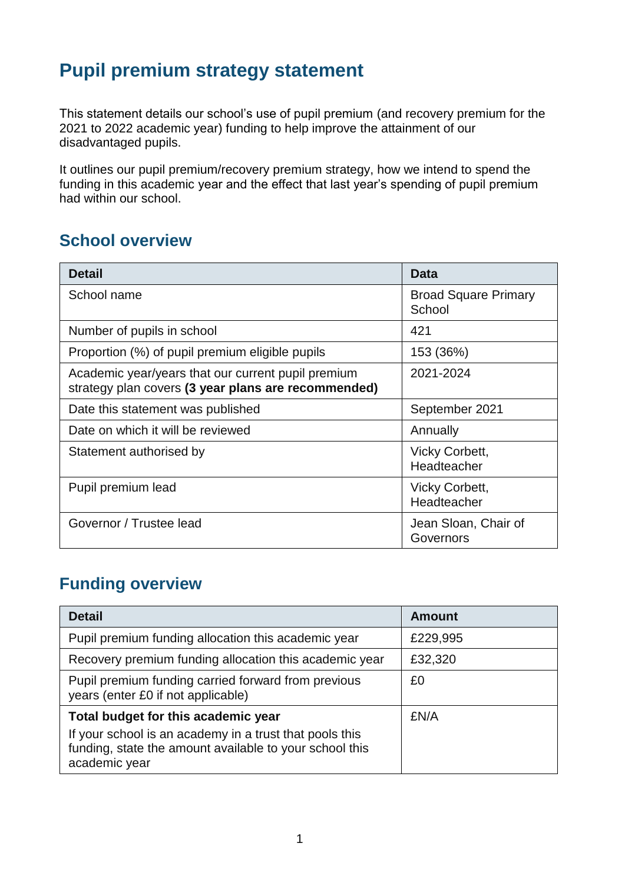# Pupil premium strategy statement

This statement details our school's use of pupil premium (and recovery premium for the 2021 to 2022 academic year) funding to help improve the attainment of our disadvantaged pupils.

It outlines our pupil premium/recovery premium strategy, how we intend to spend the funding in this academic year and the effect that last year's spending of pupil premium had within our school.

## School overview

| Detail | Data |
|---|---|
| School name | Broad Square Primary School |
| Number of pupils in school | 421 |
| Proportion (%) of pupil premium eligible pupils | 153 (36%) |
| Academic year/years that our current pupil premium strategy plan covers **(3 year plans are recommended)** | 2021-2024 |
| Date this statement was published | September 2021 |
| Date on which it will be reviewed | Annually |
| Statement authorised by | Vicky Corbett, Headteacher |
| Pupil premium lead | Vicky Corbett, Headteacher |
| Governor / Trustee lead | Jean Sloan, Chair of Governors |

## Funding overview

| Detail | Amount |
|---|---|
| Pupil premium funding allocation this academic year | £229,995 |
| Recovery premium funding allocation this academic year | £32,320 |
| Pupil premium funding carried forward from previous years (enter £0 if not applicable) | £0 |
| **Total budget for this academic year**<br>If your school is an academy in a trust that pools this funding, state the amount available to your school this academic year | £N/A |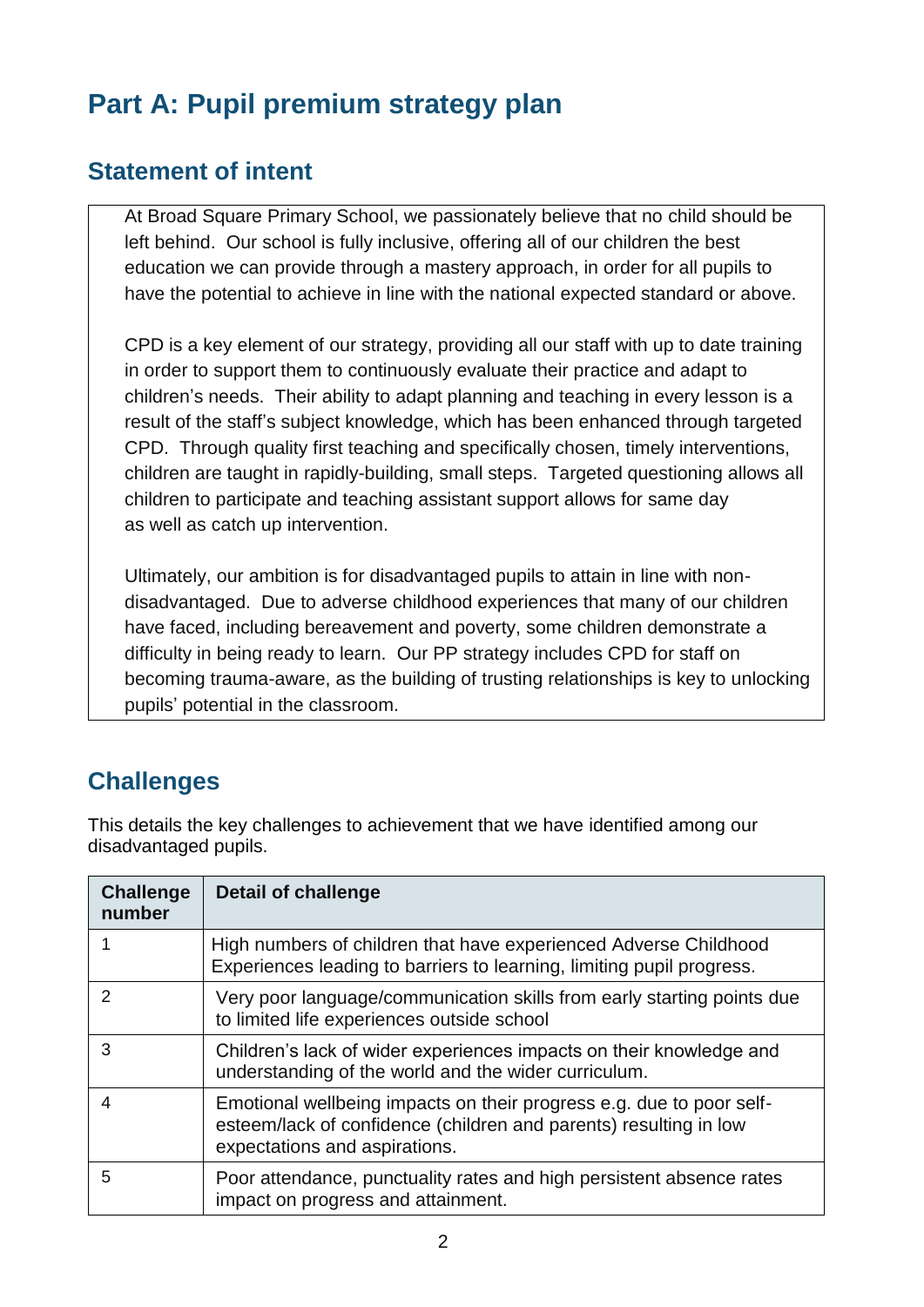# Part A: Pupil premium strategy plan

## Statement of intent

At Broad Square Primary School, we passionately believe that no child should be left behind. Our school is fully inclusive, offering all of our children the best education we can provide through a mastery approach, in order for all pupils to have the potential to achieve in line with the national expected standard or above.

CPD is a key element of our strategy, providing all our staff with up to date training in order to support them to continuously evaluate their practice and adapt to children's needs. Their ability to adapt planning and teaching in every lesson is a result of the staff's subject knowledge, which has been enhanced through targeted CPD. Through quality first teaching and specifically chosen, timely interventions, children are taught in rapidly-building, small steps. Targeted questioning allows all children to participate and teaching assistant support allows for same day as well as catch up intervention.

Ultimately, our ambition is for disadvantaged pupils to attain in line with non-disadvantaged. Due to adverse childhood experiences that many of our children have faced, including bereavement and poverty, some children demonstrate a difficulty in being ready to learn. Our PP strategy includes CPD for staff on becoming trauma-aware, as the building of trusting relationships is key to unlocking pupils' potential in the classroom.

## Challenges

This details the key challenges to achievement that we have identified among our disadvantaged pupils.

| Challenge number | Detail of challenge |
|---|---|
| 1 | High numbers of children that have experienced Adverse Childhood Experiences leading to barriers to learning, limiting pupil progress. |
| 2 | Very poor language/communication skills from early starting points due to limited life experiences outside school |
| 3 | Children's lack of wider experiences impacts on their knowledge and understanding of the world and the wider curriculum. |
| 4 | Emotional wellbeing impacts on their progress e.g. due to poor self-esteem/lack of confidence (children and parents) resulting in low expectations and aspirations. |
| 5 | Poor attendance, punctuality rates and high persistent absence rates impact on progress and attainment. |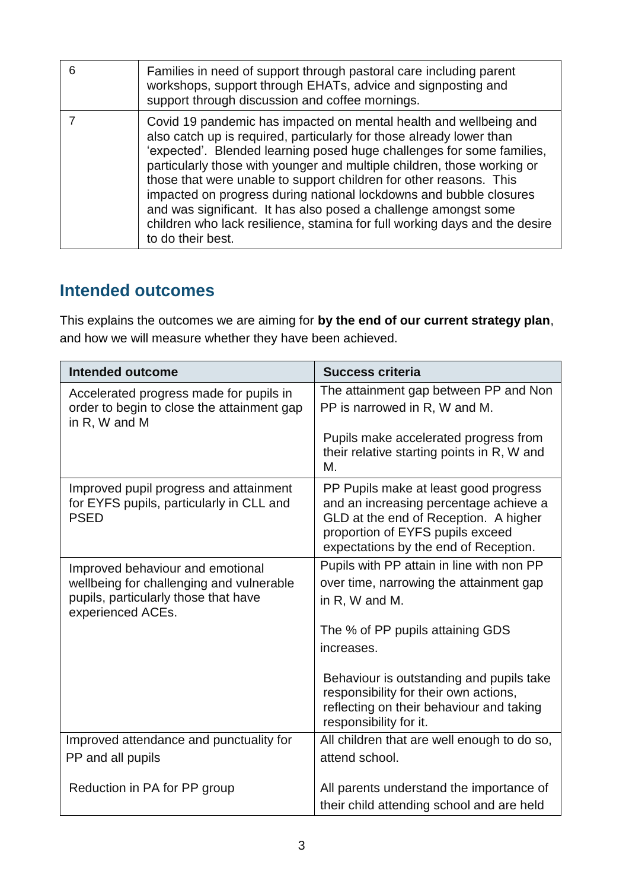| | |
|---|---|
| 6 | Families in need of support through pastoral care including parent workshops, support through EHATs, advice and signposting and support through discussion and coffee mornings. |
| 7 | Covid 19 pandemic has impacted on mental health and wellbeing and also catch up is required, particularly for those already lower than 'expected'. Blended learning posed huge challenges for some families, particularly those with younger and multiple children, those working or those that were unable to support children for other reasons. This impacted on progress during national lockdowns and bubble closures and was significant. It has also posed a challenge amongst some children who lack resilience, stamina for full working days and the desire to do their best. |

## Intended outcomes

This explains the outcomes we are aiming for **by the end of our current strategy plan**, and how we will measure whether they have been achieved.

| Intended outcome | Success criteria |
|---|---|
| Accelerated progress made for pupils in order to begin to close the attainment gap in R, W and M | The attainment gap between PP and Non PP is narrowed in R, W and M.<br><br>Pupils make accelerated progress from their relative starting points in R, W and M. |
| Improved pupil progress and attainment for EYFS pupils, particularly in CLL and PSED | PP Pupils make at least good progress and an increasing percentage achieve a GLD at the end of Reception. A higher proportion of EYFS pupils exceed expectations by the end of Reception. |
| Improved behaviour and emotional wellbeing for challenging and vulnerable pupils, particularly those that have experienced ACEs. | Pupils with PP attain in line with non PP over time, narrowing the attainment gap in R, W and M.<br><br>The % of PP pupils attaining GDS increases.<br><br>Behaviour is outstanding and pupils take responsibility for their own actions, reflecting on their behaviour and taking responsibility for it. |
| Improved attendance and punctuality for PP and all pupils<br><br>Reduction in PA for PP group | All children that are well enough to do so, attend school.<br><br>All parents understand the importance of their child attending school and are held |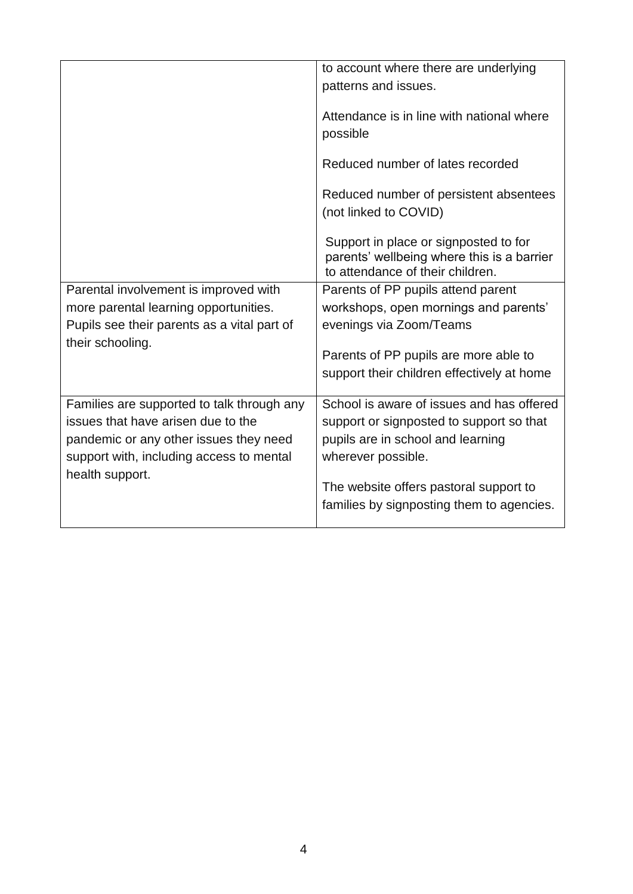| | |
|---|---|
| | to account where there are underlying patterns and issues.<br><br>Attendance is in line with national where possible<br><br>Reduced number of lates recorded<br><br>Reduced number of persistent absentees (not linked to COVID)<br><br>Support in place or signposted to for parents' wellbeing where this is a barrier to attendance of their children. |
| Parental involvement is improved with more parental learning opportunities. Pupils see their parents as a vital part of their schooling. | Parents of PP pupils attend parent workshops, open mornings and parents' evenings via Zoom/Teams<br><br>Parents of PP pupils are more able to support their children effectively at home |
| Families are supported to talk through any issues that have arisen due to the pandemic or any other issues they need support with, including access to mental health support. | School is aware of issues and has offered support or signposted to support so that pupils are in school and learning wherever possible.<br><br>The website offers pastoral support to families by signposting them to agencies. |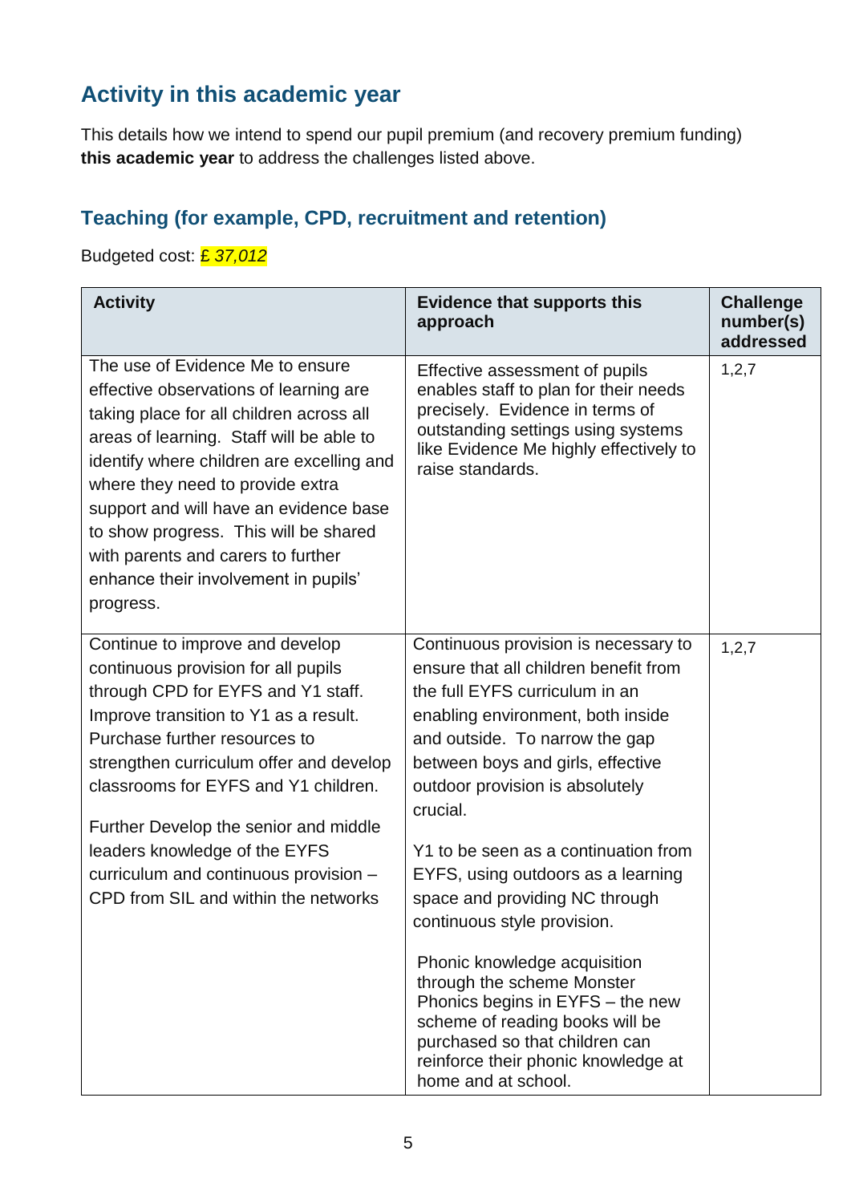## Activity in this academic year

This details how we intend to spend our pupil premium (and recovery premium funding) **this academic year** to address the challenges listed above.

### Teaching (for example, CPD, recruitment and retention)

Budgeted cost: *£ 37,012*

| Activity | Evidence that supports this approach | Challenge number(s) addressed |
|---|---|---|
| The use of Evidence Me to ensure effective observations of learning are taking place for all children across all areas of learning. Staff will be able to identify where children are excelling and where they need to provide extra support and will have an evidence base to show progress. This will be shared with parents and carers to further enhance their involvement in pupils' progress. | Effective assessment of pupils enables staff to plan for their needs precisely. Evidence in terms of outstanding settings using systems like Evidence Me highly effectively to raise standards. | 1,2,7 |
| Continue to improve and develop continuous provision for all pupils through CPD for EYFS and Y1 staff. Improve transition to Y1 as a result. Purchase further resources to strengthen curriculum offer and develop classrooms for EYFS and Y1 children.<br><br>Further Develop the senior and middle leaders knowledge of the EYFS curriculum and continuous provision – CPD from SIL and within the networks | Continuous provision is necessary to ensure that all children benefit from the full EYFS curriculum in an enabling environment, both inside and outside. To narrow the gap between boys and girls, effective outdoor provision is absolutely crucial.<br><br>Y1 to be seen as a continuation from EYFS, using outdoors as a learning space and providing NC through continuous style provision.<br><br>Phonic knowledge acquisition through the scheme Monster Phonics begins in EYFS – the new scheme of reading books will be purchased so that children can reinforce their phonic knowledge at home and at school. | 1,2,7 |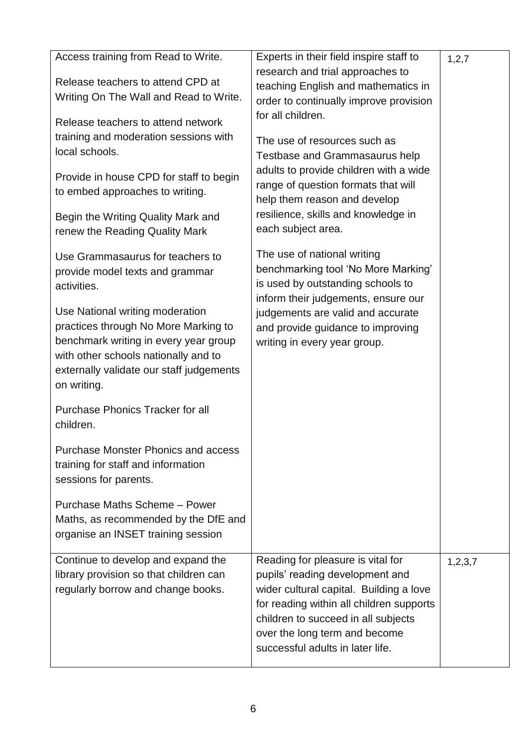| | | |
|---|---|---|
| Access training from Read to Write.<br><br>Release teachers to attend CPD at Writing On The Wall and Read to Write.<br><br>Release teachers to attend network training and moderation sessions with local schools.<br><br>Provide in house CPD for staff to begin to embed approaches to writing.<br><br>Begin the Writing Quality Mark and renew the Reading Quality Mark<br><br>Use Grammasaurus for teachers to provide model texts and grammar activities.<br><br>Use National writing moderation practices through No More Marking to benchmark writing in every year group with other schools nationally and to externally validate our staff judgements on writing.<br><br>Purchase Phonics Tracker for all children.<br><br>Purchase Monster Phonics and access training for staff and information sessions for parents.<br><br>Purchase Maths Scheme – Power Maths, as recommended by the DfE and organise an INSET training session | Experts in their field inspire staff to research and trial approaches to teaching English and mathematics in order to continually improve provision for all children.<br><br>The use of resources such as Testbase and Grammasaurus help adults to provide children with a wide range of question formats that will help them reason and develop resilience, skills and knowledge in each subject area.<br><br>The use of national writing benchmarking tool 'No More Marking' is used by outstanding schools to inform their judgements, ensure our judgements are valid and accurate and provide guidance to improving writing in every year group. | 1,2,7 |
| Continue to develop and expand the library provision so that children can regularly borrow and change books. | Reading for pleasure is vital for pupils' reading development and wider cultural capital. Building a love for reading within all children supports children to succeed in all subjects over the long term and become successful adults in later life. | 1,2,3,7 |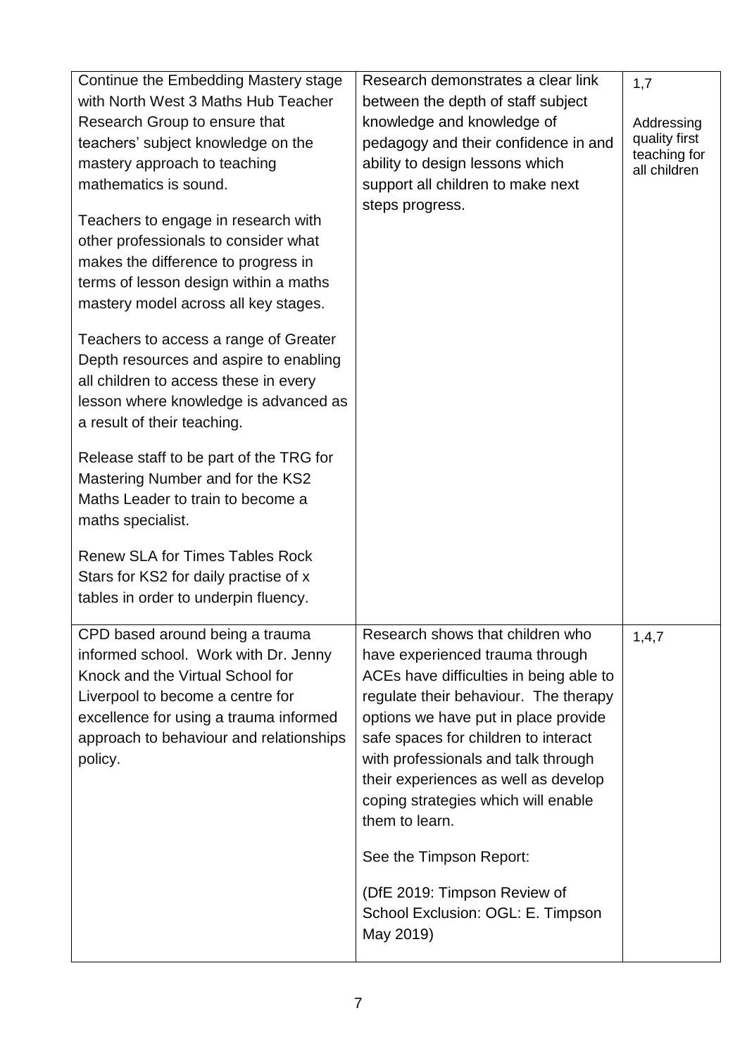| | | |
|---|---|---|
| Continue the Embedding Mastery stage with North West 3 Maths Hub Teacher Research Group to ensure that teachers' subject knowledge on the mastery approach to teaching mathematics is sound.<br><br>Teachers to engage in research with other professionals to consider what makes the difference to progress in terms of lesson design within a maths mastery model across all key stages.<br><br>Teachers to access a range of Greater Depth resources and aspire to enabling all children to access these in every lesson where knowledge is advanced as a result of their teaching.<br><br>Release staff to be part of the TRG for Mastering Number and for the KS2 Maths Leader to train to become a maths specialist.<br><br>Renew SLA for Times Tables Rock Stars for KS2 for daily practise of x tables in order to underpin fluency. | Research demonstrates a clear link between the depth of staff subject knowledge and knowledge of pedagogy and their confidence in and ability to design lessons which support all children to make next steps progress. | 1,7<br><br>Addressing quality first teaching for all children |
| CPD based around being a trauma informed school. Work with Dr. Jenny Knock and the Virtual School for Liverpool to become a centre for excellence for using a trauma informed approach to behaviour and relationships policy. | Research shows that children who have experienced trauma through ACEs have difficulties in being able to regulate their behaviour. The therapy options we have put in place provide safe spaces for children to interact with professionals and talk through their experiences as well as develop coping strategies which will enable them to learn.<br><br>See the Timpson Report:<br><br>(DfE 2019: Timpson Review of School Exclusion: OGL: E. Timpson May 2019) | 1,4,7 |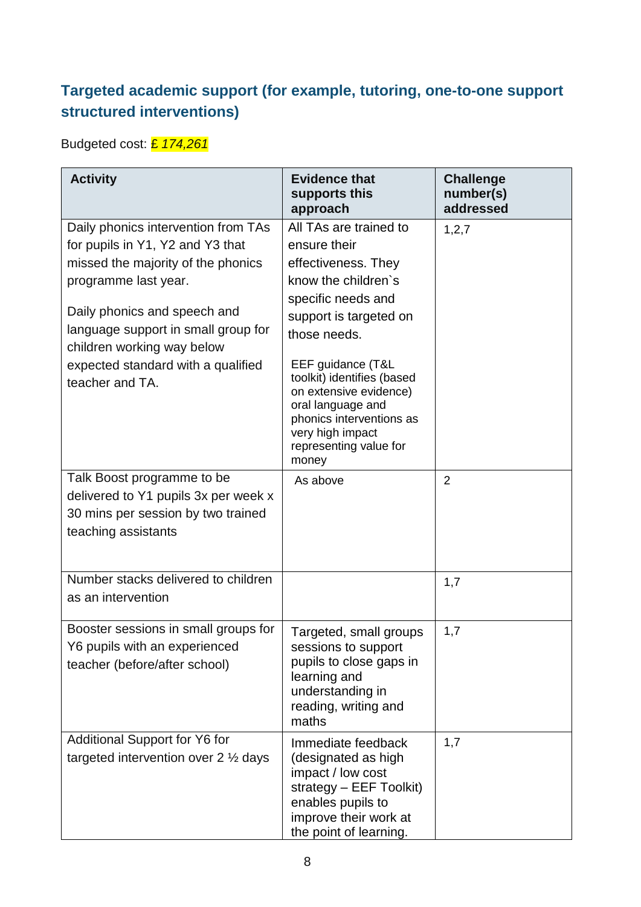## Targeted academic support (for example, tutoring, one-to-one support structured interventions)

Budgeted cost: *£ 174,261*

| Activity | Evidence that supports this approach | Challenge number(s) addressed |
| --- | --- | --- |
| Daily phonics intervention from TAs for pupils in Y1, Y2 and Y3 that missed the majority of the phonics programme last year.<br><br>Daily phonics and speech and language support in small group for children working way below expected standard with a qualified teacher and TA. | All TAs are trained to ensure their effectiveness. They know the children`s specific needs and support is targeted on those needs.<br><br>EEF guidance (T&L toolkit) identifies (based on extensive evidence) oral language and phonics interventions as very high impact representing value for money | 1,2,7 |
| Talk Boost programme to be delivered to Y1 pupils 3x per week x 30 mins per session by two trained teaching assistants | As above | 2 |
| Number stacks delivered to children as an intervention | | 1,7 |
| Booster sessions in small groups for Y6 pupils with an experienced teacher (before/after school) | Targeted, small groups sessions to support pupils to close gaps in learning and understanding in reading, writing and maths | 1,7 |
| Additional Support for Y6 for targeted intervention over 2 ½ days | Immediate feedback (designated as high impact / low cost strategy – EEF Toolkit) enables pupils to improve their work at the point of learning. | 1,7 |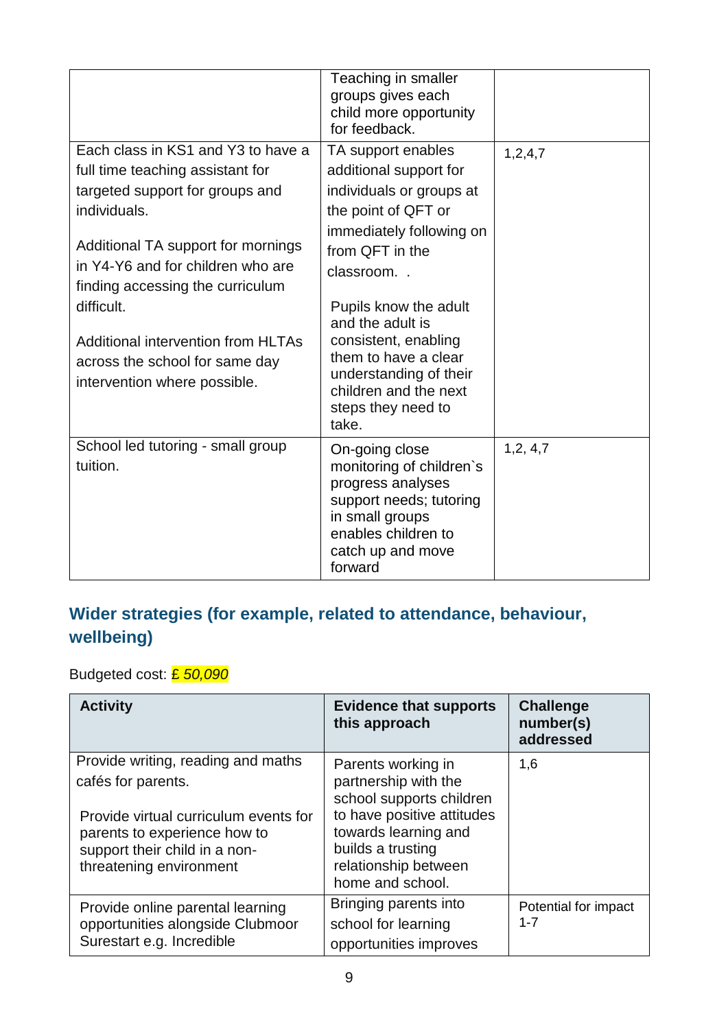|  |  |  |
|---|---|---|
|  | Teaching in smaller groups gives each child more opportunity for feedback. |  |
| Each class in KS1 and Y3 to have a full time teaching assistant for targeted support for groups and individuals.<br><br>Additional TA support for mornings in Y4-Y6 and for children who are finding accessing the curriculum difficult.<br><br>Additional intervention from HLTAs across the school for same day intervention where possible. | TA support enables additional support for individuals or groups at the point of QFT or immediately following on from QFT in the classroom. .<br><br>Pupils know the adult and the adult is consistent, enabling them to have a clear understanding of their children and the next steps they need to take. | 1,2,4,7 |
| School led tutoring - small group tuition. | On-going close monitoring of children`s progress analyses support needs; tutoring in small groups enables children to catch up and move forward | 1,2, 4,7 |

## Wider strategies (for example, related to attendance, behaviour, wellbeing)

Budgeted cost: *£ 50,090*

| Activity | Evidence that supports this approach | Challenge number(s) addressed |
|---|---|---|
| Provide writing, reading and maths cafés for parents.<br><br>Provide virtual curriculum events for parents to experience how to support their child in a non-threatening environment | Parents working in partnership with the school supports children to have positive attitudes towards learning and builds a trusting relationship between home and school. | 1,6 |
| Provide online parental learning opportunities alongside Clubmoor Surestart e.g. Incredible | Bringing parents into school for learning opportunities improves | Potential for impact 1-7 |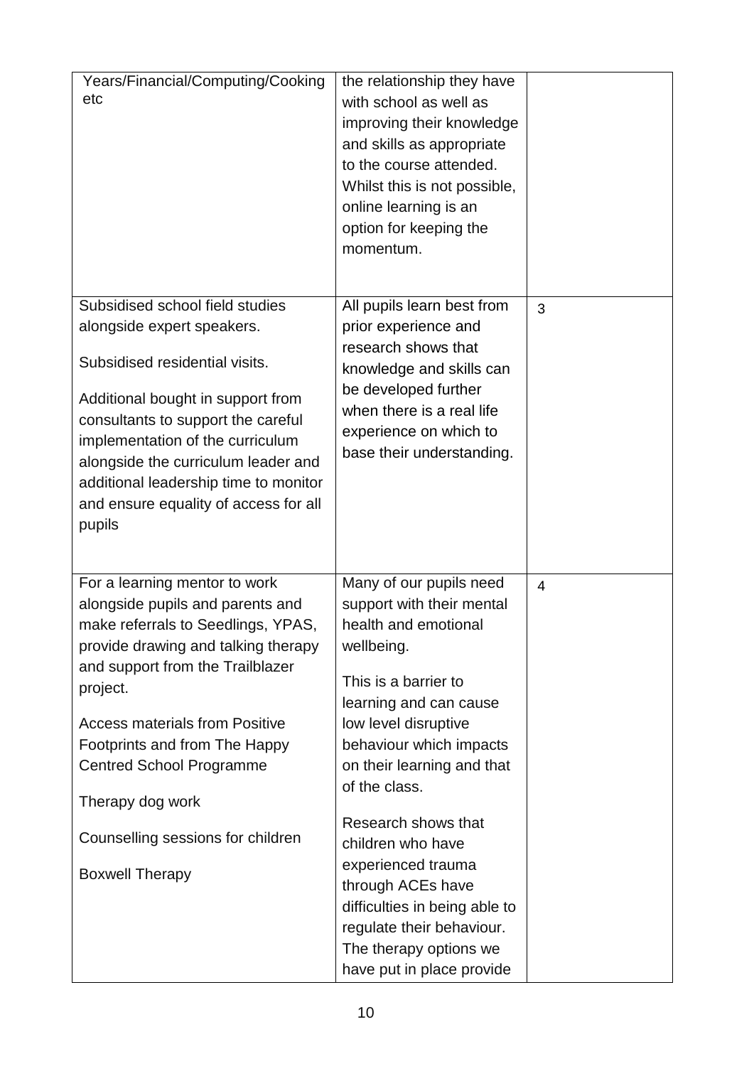| | | |
|---|---|---|
| Years/Financial/Computing/Cooking etc | the relationship they have with school as well as improving their knowledge and skills as appropriate to the course attended. Whilst this is not possible, online learning is an option for keeping the momentum. | |
| Subsidised school field studies alongside expert speakers.<br><br>Subsidised residential visits.<br><br>Additional bought in support from consultants to support the careful implementation of the curriculum alongside the curriculum leader and additional leadership time to monitor and ensure equality of access for all pupils | All pupils learn best from prior experience and research shows that knowledge and skills can be developed further when there is a real life experience on which to base their understanding. | 3 |
| For a learning mentor to work alongside pupils and parents and make referrals to Seedlings, YPAS, provide drawing and talking therapy and support from the Trailblazer project.<br><br>Access materials from Positive Footprints and from The Happy Centred School Programme<br><br>Therapy dog work<br><br>Counselling sessions for children<br><br>Boxwell Therapy | Many of our pupils need support with their mental health and emotional wellbeing.<br><br>This is a barrier to learning and can cause low level disruptive behaviour which impacts on their learning and that of the class.<br><br>Research shows that children who have experienced trauma through ACEs have difficulties in being able to regulate their behaviour. The therapy options we have put in place provide | 4 |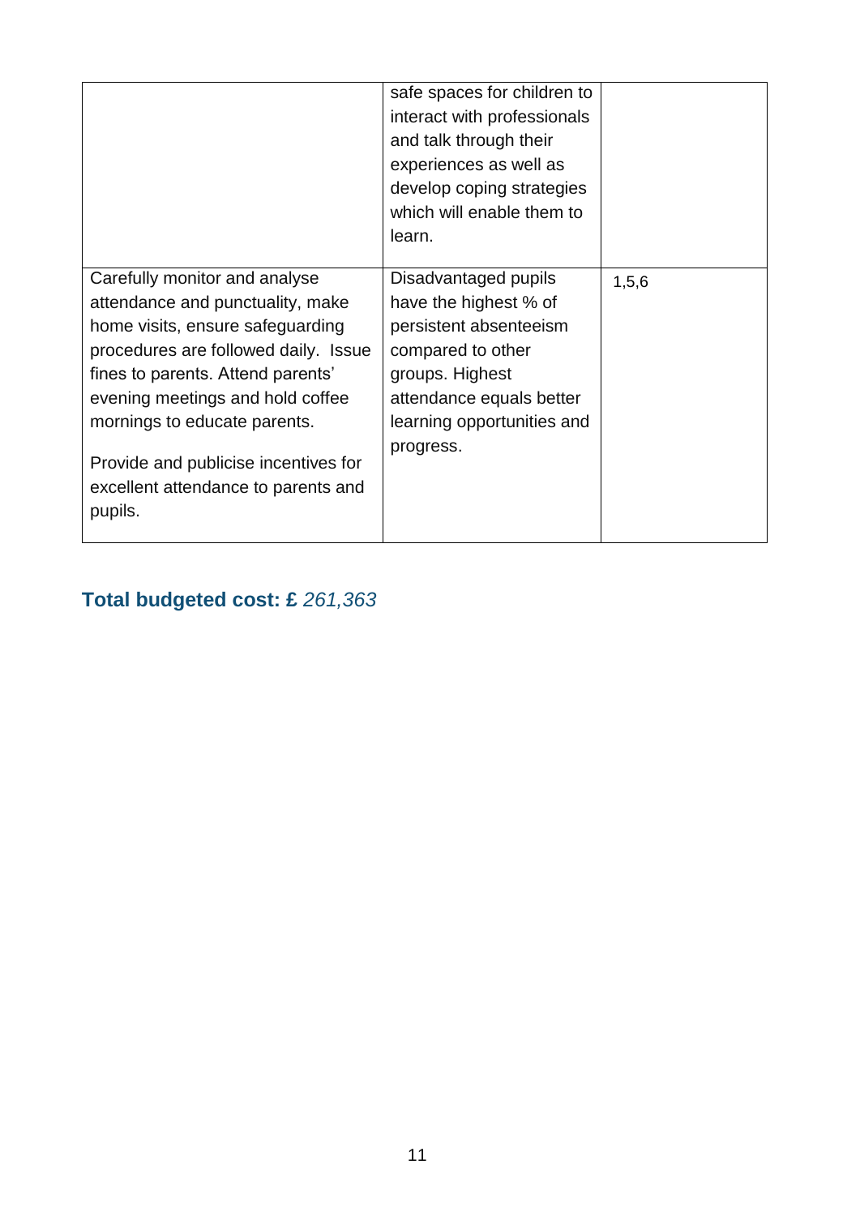| | | |
|---|---|---|
| | safe spaces for children to interact with professionals and talk through their experiences as well as develop coping strategies which will enable them to learn. | |
| Carefully monitor and analyse attendance and punctuality, make home visits, ensure safeguarding procedures are followed daily. Issue fines to parents. Attend parents' evening meetings and hold coffee mornings to educate parents.<br><br>Provide and publicise incentives for excellent attendance to parents and pupils. | Disadvantaged pupils have the highest % of persistent absenteeism compared to other groups. Highest attendance equals better learning opportunities and progress. | 1,5,6 |

## **Total budgeted cost: £** *261,363*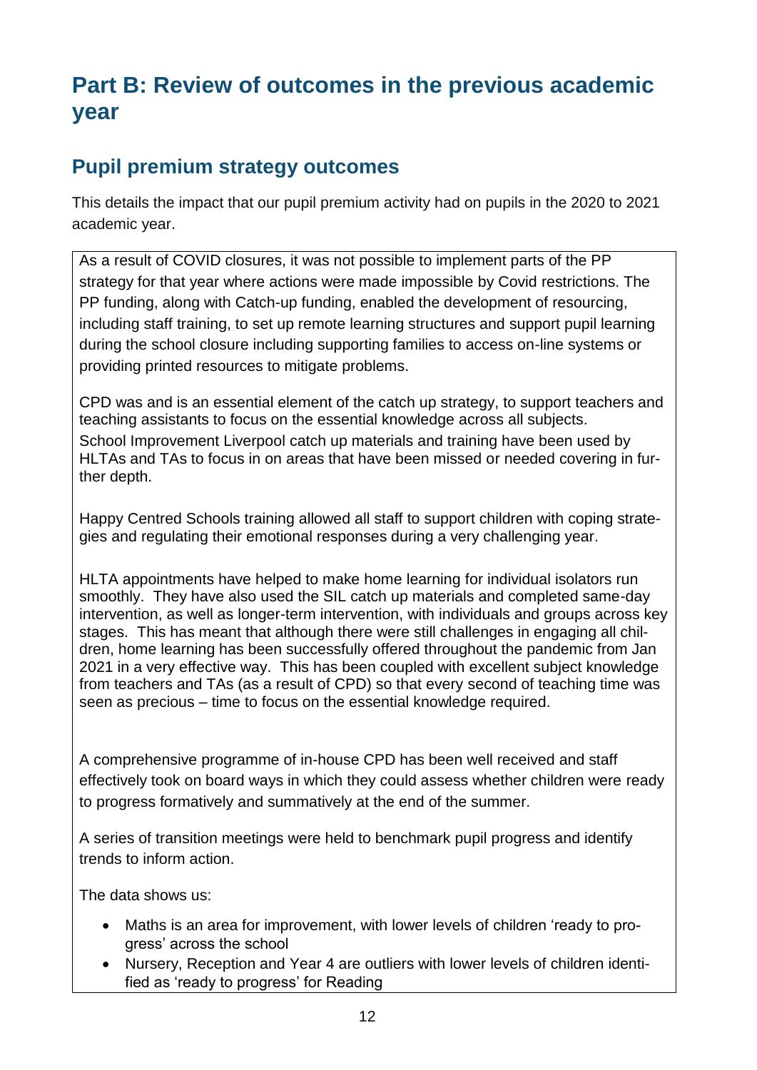# Part B: Review of outcomes in the previous academic year

## Pupil premium strategy outcomes

This details the impact that our pupil premium activity had on pupils in the 2020 to 2021 academic year.

As a result of COVID closures, it was not possible to implement parts of the PP strategy for that year where actions were made impossible by Covid restrictions. The PP funding, along with Catch-up funding, enabled the development of resourcing, including staff training, to set up remote learning structures and support pupil learning during the school closure including supporting families to access on-line systems or providing printed resources to mitigate problems.

CPD was and is an essential element of the catch up strategy, to support teachers and teaching assistants to focus on the essential knowledge across all subjects. School Improvement Liverpool catch up materials and training have been used by HLTAs and TAs to focus in on areas that have been missed or needed covering in further depth.

Happy Centred Schools training allowed all staff to support children with coping strategies and regulating their emotional responses during a very challenging year.

HLTA appointments have helped to make home learning for individual isolators run smoothly. They have also used the SIL catch up materials and completed same-day intervention, as well as longer-term intervention, with individuals and groups across key stages. This has meant that although there were still challenges in engaging all children, home learning has been successfully offered throughout the pandemic from Jan 2021 in a very effective way. This has been coupled with excellent subject knowledge from teachers and TAs (as a result of CPD) so that every second of teaching time was seen as precious – time to focus on the essential knowledge required.

A comprehensive programme of in-house CPD has been well received and staff effectively took on board ways in which they could assess whether children were ready to progress formatively and summatively at the end of the summer.

A series of transition meetings were held to benchmark pupil progress and identify trends to inform action.

The data shows us:

- Maths is an area for improvement, with lower levels of children 'ready to progress' across the school
- Nursery, Reception and Year 4 are outliers with lower levels of children identified as 'ready to progress' for Reading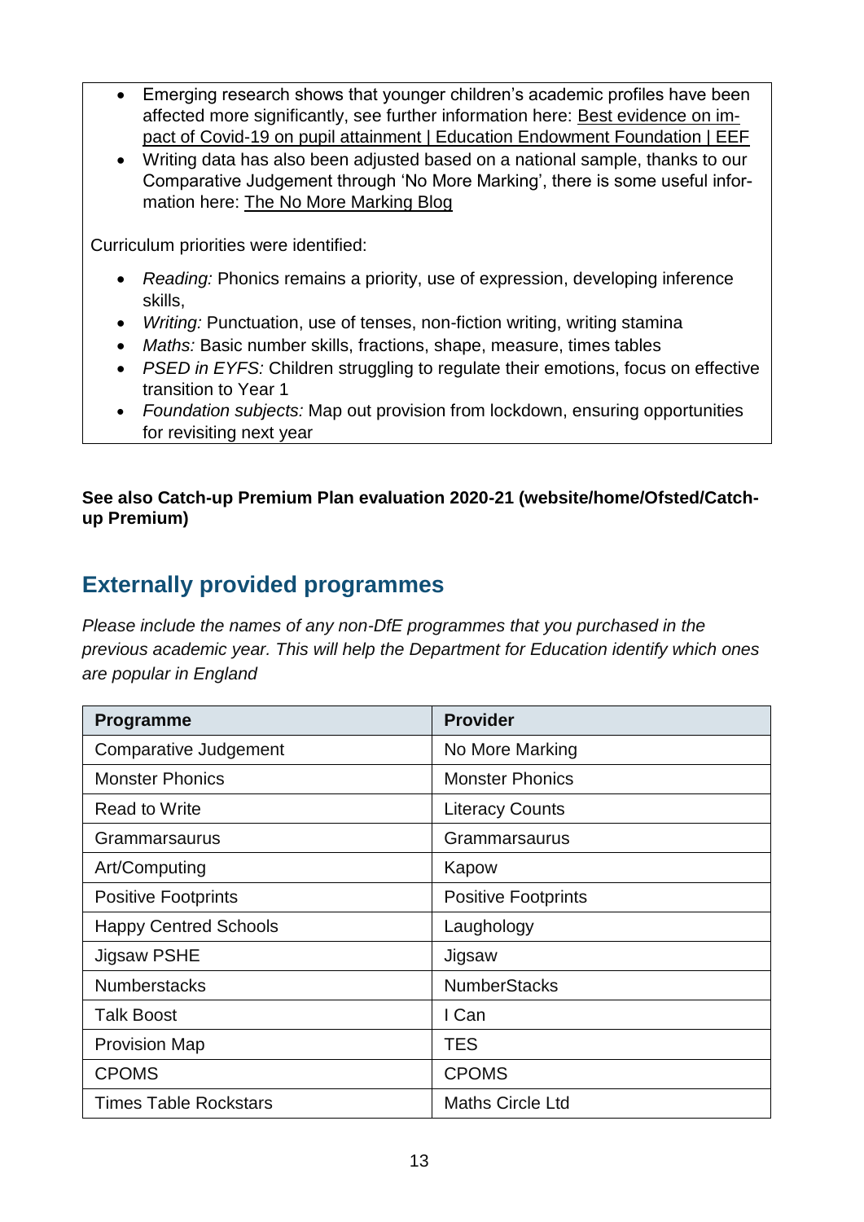- Emerging research shows that younger children's academic profiles have been affected more significantly, see further information here: Best evidence on impact of Covid-19 on pupil attainment | Education Endowment Foundation | EEF
- Writing data has also been adjusted based on a national sample, thanks to our Comparative Judgement through 'No More Marking', there is some useful information here: The No More Marking Blog

Curriculum priorities were identified:

- *Reading:* Phonics remains a priority, use of expression, developing inference skills,
- *Writing:* Punctuation, use of tenses, non-fiction writing, writing stamina
- *Maths:* Basic number skills, fractions, shape, measure, times tables
- *PSED in EYFS:* Children struggling to regulate their emotions, focus on effective transition to Year 1
- *Foundation subjects:* Map out provision from lockdown, ensuring opportunities for revisiting next year

**See also Catch-up Premium Plan evaluation 2020-21 (website/home/Ofsted/Catch-up Premium)**

## Externally provided programmes

*Please include the names of any non-DfE programmes that you purchased in the previous academic year. This will help the Department for Education identify which ones are popular in England*

| Programme | Provider |
|---|---|
| Comparative Judgement | No More Marking |
| Monster Phonics | Monster Phonics |
| Read to Write | Literacy Counts |
| Grammarsaurus | Grammarsaurus |
| Art/Computing | Kapow |
| Positive Footprints | Positive Footprints |
| Happy Centred Schools | Laughology |
| Jigsaw PSHE | Jigsaw |
| Numberstacks | NumberStacks |
| Talk Boost | I Can |
| Provision Map | TES |
| CPOMS | CPOMS |
| Times Table Rockstars | Maths Circle Ltd |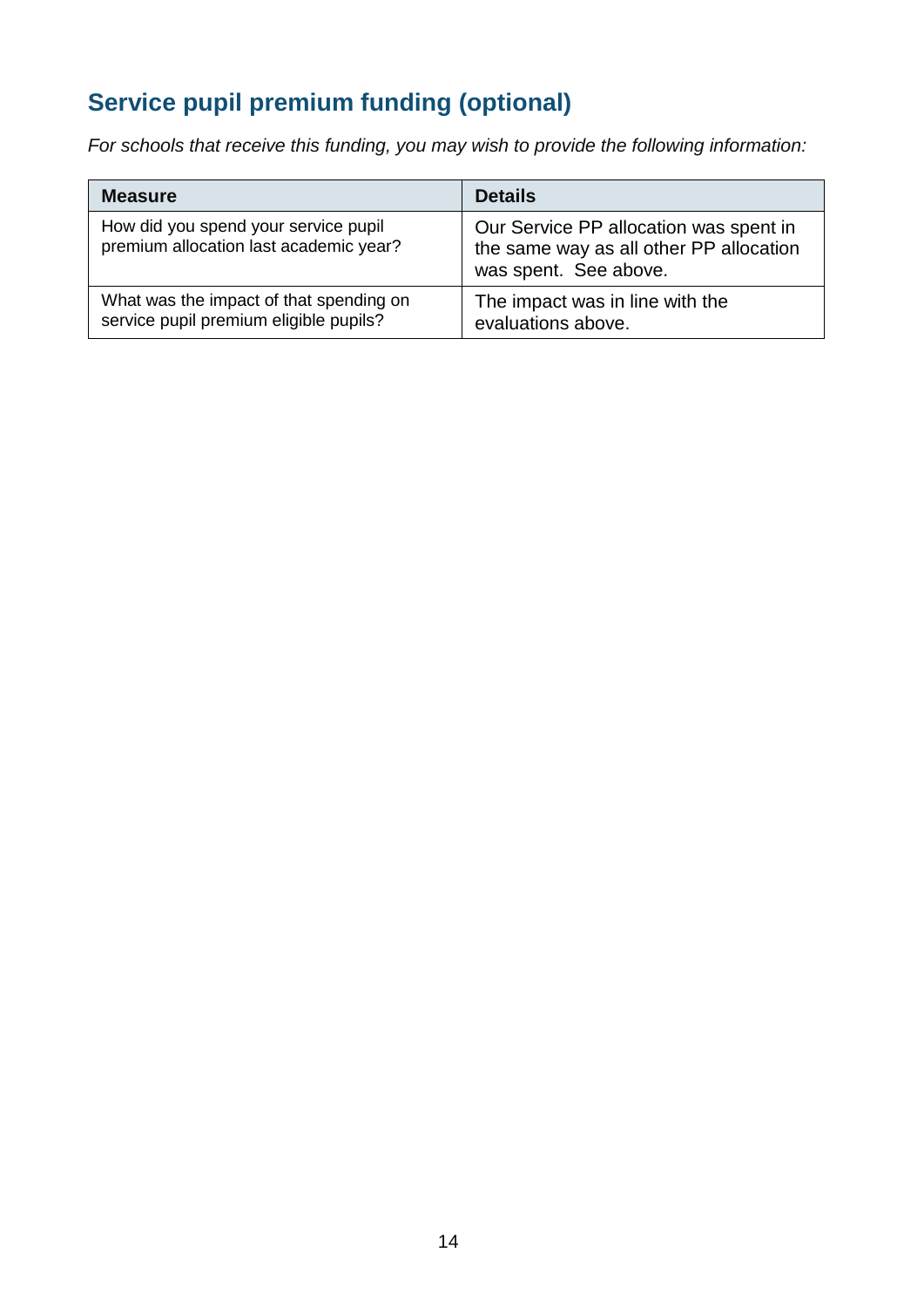## Service pupil premium funding (optional)

*For schools that receive this funding, you may wish to provide the following information:*

| Measure | Details |
| --- | --- |
| How did you spend your service pupil premium allocation last academic year? | Our Service PP allocation was spent in the same way as all other PP allocation was spent. See above. |
| What was the impact of that spending on service pupil premium eligible pupils? | The impact was in line with the evaluations above. |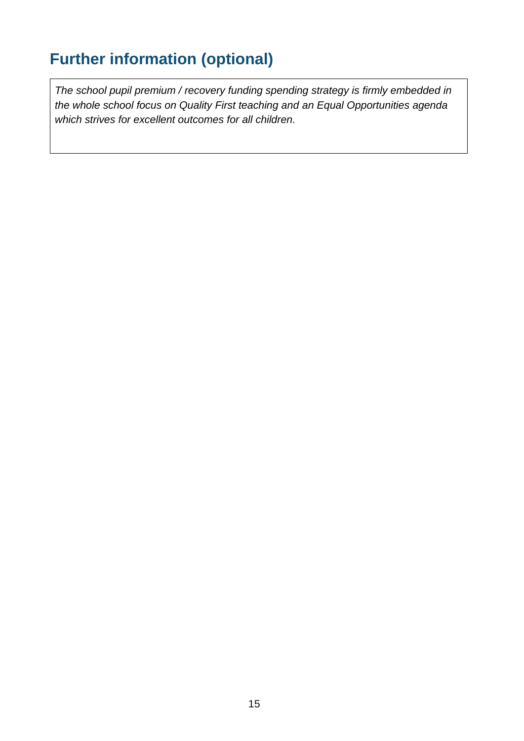## Further information (optional)

*The school pupil premium / recovery funding spending strategy is firmly embedded in the whole school focus on Quality First teaching and an Equal Opportunities agenda which strives for excellent outcomes for all children.*